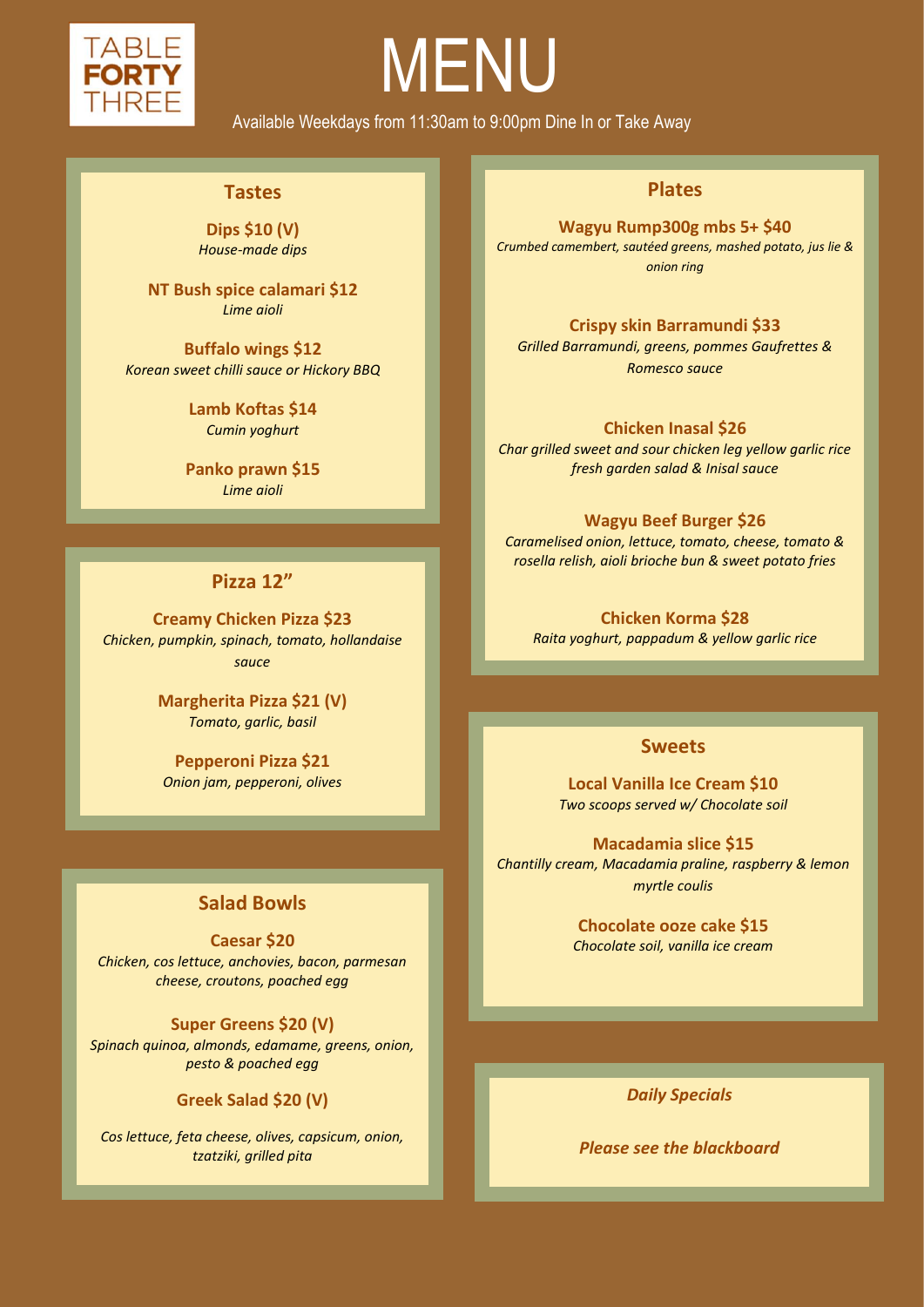TABLE
FORTY
THREE

# MENU

Available Weekdays from 11:30am to 9:00pm Dine In or Take Away

## Tastes

**Dips $10 (V)**
*House-made dips*

**NT Bush spice calamari $12**
*Lime aioli*

**Buffalo wings $12**
*Korean sweet chilli sauce or Hickory BBQ*

**Lamb Koftas $14**
*Cumin yoghurt*

**Panko prawn $15**
*Lime aioli*

## Pizza 12"

**Creamy Chicken Pizza $23**
*Chicken, pumpkin, spinach, tomato, hollandaise sauce*

**Margherita Pizza $21 (V)**
*Tomato, garlic, basil*

**Pepperoni Pizza $21**
*Onion jam, pepperoni, olives*

## Salad Bowls

**Caesar $20**
*Chicken, cos lettuce, anchovies, bacon, parmesan cheese, croutons, poached egg*

**Super Greens $20 (V)**
*Spinach quinoa, almonds, edamame, greens, onion, pesto & poached egg*

**Greek Salad $20 (V)**
*Cos lettuce, feta cheese, olives, capsicum, onion, tzatziki, grilled pita*

## Plates

**Wagyu Rump300g mbs 5+ $40**
*Crumbed camembert, sautéed greens, mashed potato, jus lie & onion ring*

**Crispy skin Barramundi $33**
*Grilled Barramundi, greens, pommes Gaufrettes & Romesco sauce*

**Chicken Inasal $26**
*Char grilled sweet and sour chicken leg yellow garlic rice fresh garden salad & Inisal sauce*

**Wagyu Beef Burger $26**
*Caramelised onion, lettuce, tomato, cheese, tomato & rosella relish, aioli brioche bun & sweet potato fries*

**Chicken Korma $28**
*Raita yoghurt, pappadum & yellow garlic rice*

## Sweets

**Local Vanilla Ice Cream $10**
*Two scoops served w/ Chocolate soil*

**Macadamia slice $15**
*Chantilly cream, Macadamia praline, raspberry & lemon myrtle coulis*

**Chocolate ooze cake $15**
*Chocolate soil, vanilla ice cream*

***Daily Specials***

***Please see the blackboard***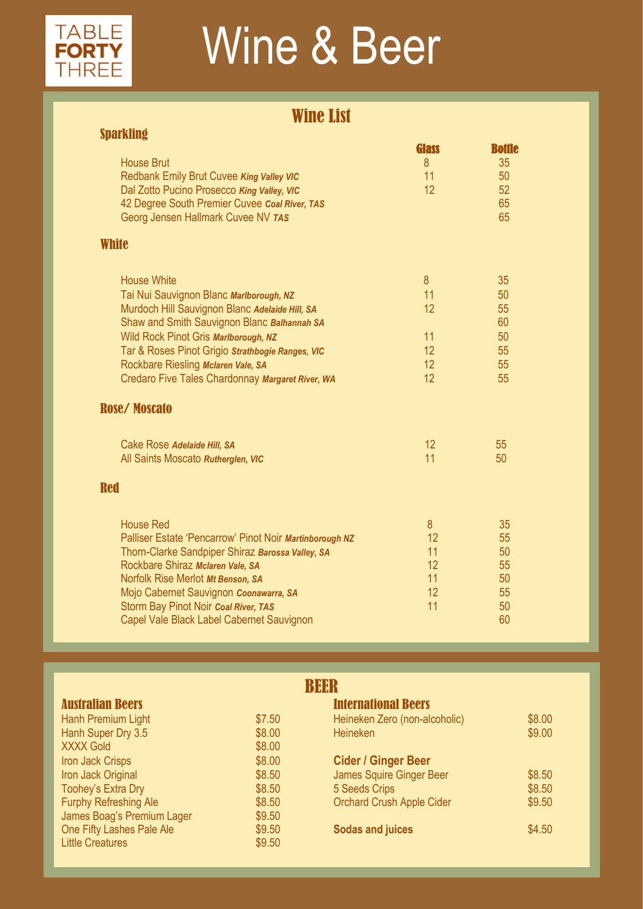TABLE FORTY THREE

# Wine & Beer

## Wine List

### Sparkling

| | Glass | Bottle |
|---|---|---|
| House Brut | 8 | 35 |
| Redbank Emily Brut Cuvee ***King Valley VIC*** | 11 | 50 |
| Dal Zotto Pucino Prosecco ***King Valley, VIC*** | 12 | 52 |
| 42 Degree South Premier Cuvee ***Coal River, TAS*** | | 65 |
| Georg Jensen Hallmark Cuvee NV ***TAS*** | | 65 |

### White

| | Glass | Bottle |
|---|---|---|
| House White | 8 | 35 |
| Tai Nui Sauvignon Blanc ***Marlborough, NZ*** | 11 | 50 |
| Murdoch Hill Sauvignon Blanc ***Adelaide Hill, SA*** | 12 | 55 |
| Shaw and Smith Sauvignon Blanc ***Balhannah SA*** | | 60 |
| Wild Rock Pinot Gris ***Marlborough, NZ*** | 11 | 50 |
| Tar & Roses Pinot Grigio ***Strathbogie Ranges, VIC*** | 12 | 55 |
| Rockbare Riesling ***Mclaren Vale, SA*** | 12 | 55 |
| Credaro Five Tales Chardonnay ***Margaret River, WA*** | 12 | 55 |

### Rose/ Moscato

| | Glass | Bottle |
|---|---|---|
| Cake Rose ***Adelaide Hill, SA*** | 12 | 55 |
| All Saints Moscato ***Rutherglen, VIC*** | 11 | 50 |

### Red

| | Glass | Bottle |
|---|---|---|
| House Red | 8 | 35 |
| Palliser Estate 'Pencarrow' Pinot Noir ***Martinborough NZ*** | 12 | 55 |
| Thorn-Clarke Sandpiper Shiraz ***Barossa Valley, SA*** | 11 | 50 |
| Rockbare Shiraz ***Mclaren Vale, SA*** | 12 | 55 |
| Norfolk Rise Merlot ***Mt Benson, SA*** | 11 | 50 |
| Mojo Cabernet Sauvignon ***Coonawarra, SA*** | 12 | 55 |
| Storm Bay Pinot Noir ***Coal River, TAS*** | 11 | 50 |
| Capel Vale Black Label Cabernet Sauvignon | | 60 |

## BEER

### Australian Beers

| | |
|---|---|
| Hanh Premium Light | $7.50 |
| Hanh Super Dry 3.5 | $8.00 |
| XXXX Gold | $8.00 |
| Iron Jack Crisps | $8.00 |
| Iron Jack Original | $8.50 |
| Toohey's Extra Dry | $8.50 |
| Furphy Refreshing Ale | $8.50 |
| James Boag's Premium Lager | $9.50 |
| One Fifty Lashes Pale Ale | $9.50 |
| Little Creatures | $9.50 |

### International Beers

| | |
|---|---|
| Heineken Zero (non-alcoholic) | $8.00 |
| Heineken | $9.00 |

### Cider / Ginger Beer

| | |
|---|---|
| James Squire Ginger Beer | $8.50 |
| 5 Seeds Crips | $8.50 |
| Orchard Crush Apple Cider | $9.50 |

**Sodas and juices** $4.50